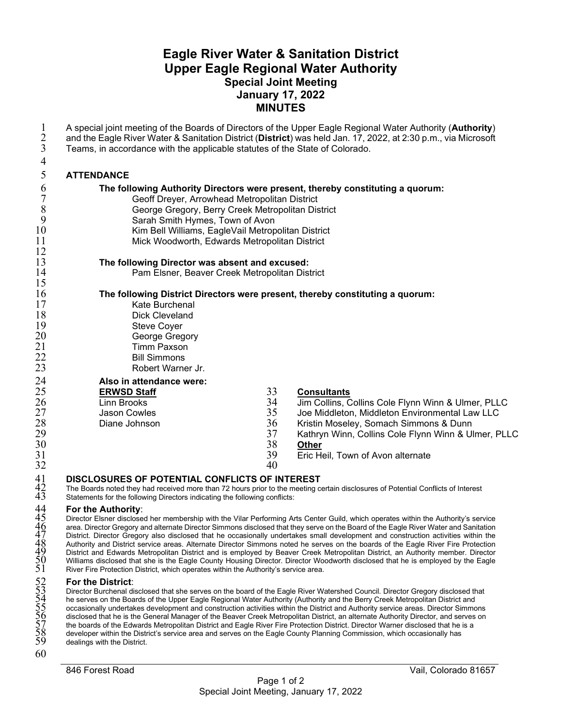# Eagle River Water & Sanitation District
# Upper Eagle Regional Water Authority
## Special Joint Meeting
## January 17, 2022
## MINUTES

A special joint meeting of the Boards of Directors of the Upper Eagle Regional Water Authority (**Authority**) and the Eagle River Water & Sanitation District (**District**) was held Jan. 17, 2022, at 2:30 p.m., via Microsoft Teams, in accordance with the applicable statutes of the State of Colorado.

**ATTENDANCE**

**The following Authority Directors were present, thereby constituting a quorum:**

Geoff Dreyer, Arrowhead Metropolitan District
George Gregory, Berry Creek Metropolitan District
Sarah Smith Hymes, Town of Avon
Kim Bell Williams, EagleVail Metropolitan District
Mick Woodworth, Edwards Metropolitan District

**The following Director was absent and excused:**

Pam Elsner, Beaver Creek Metropolitan District

**The following District Directors were present, thereby constituting a quorum:**

Kate Burchenal
Dick Cleveland
Steve Coyer
George Gregory
Timm Paxson
Bill Simmons
Robert Warner Jr.

**Also in attendance were:**

**ERWSD Staff**
Linn Brooks
Jason Cowles
Diane Johnson

**Consultants**
Jim Collins, Collins Cole Flynn Winn & Ulmer, PLLC
Joe Middleton, Middleton Environmental Law LLC
Kristin Moseley, Somach Simmons & Dunn
Kathryn Winn, Collins Cole Flynn Winn & Ulmer, PLLC

**Other**
Eric Heil, Town of Avon alternate

**DISCLOSURES OF POTENTIAL CONFLICTS OF INTEREST**

The Boards noted they had received more than 72 hours prior to the meeting certain disclosures of Potential Conflicts of Interest Statements for the following Directors indicating the following conflicts:

**For the Authority**:

Director Elsner disclosed her membership with the Vilar Performing Arts Center Guild, which operates within the Authority's service area. Director Gregory and alternate Director Simmons disclosed that they serve on the Board of the Eagle River Water and Sanitation District. Director Gregory also disclosed that he occasionally undertakes small development and construction activities within the Authority and District service areas. Alternate Director Simmons noted he serves on the boards of the Eagle River Fire Protection District and Edwards Metropolitan District and is employed by Beaver Creek Metropolitan District, an Authority member. Director Williams disclosed that she is the Eagle County Housing Director. Director Woodworth disclosed that he is employed by the Eagle River Fire Protection District, which operates within the Authority's service area.

**For the District**:

Director Burchenal disclosed that she serves on the board of the Eagle River Watershed Council. Director Gregory disclosed that he serves on the Boards of the Upper Eagle Regional Water Authority (Authority and the Berry Creek Metropolitan District and occasionally undertakes development and construction activities within the District and Authority service areas. Director Simmons disclosed that he is the General Manager of the Beaver Creek Metropolitan District, an alternate Authority Director, and serves on the boards of the Edwards Metropolitan District and Eagle River Fire Protection District. Director Warner disclosed that he is a developer within the District's service area and serves on the Eagle County Planning Commission, which occasionally has dealings with the District.

846 Forest Road Vail, Colorado 81657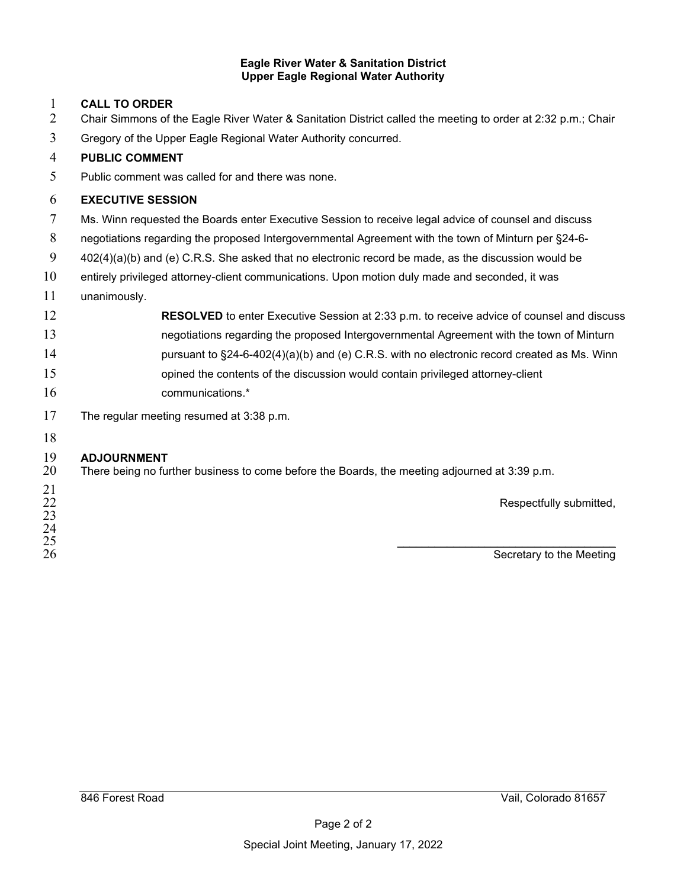**Eagle River Water & Sanitation District**
**Upper Eagle Regional Water Authority**

**CALL TO ORDER**

Chair Simmons of the Eagle River Water & Sanitation District called the meeting to order at 2:32 p.m.; Chair Gregory of the Upper Eagle Regional Water Authority concurred.

**PUBLIC COMMENT**

Public comment was called for and there was none.

**EXECUTIVE SESSION**

Ms. Winn requested the Boards enter Executive Session to receive legal advice of counsel and discuss negotiations regarding the proposed Intergovernmental Agreement with the town of Minturn per §24-6-402(4)(a)(b) and (e) C.R.S. She asked that no electronic record be made, as the discussion would be entirely privileged attorney-client communications. Upon motion duly made and seconded, it was unanimously.

> **RESOLVED** to enter Executive Session at 2:33 p.m. to receive advice of counsel and discuss negotiations regarding the proposed Intergovernmental Agreement with the town of Minturn pursuant to §24-6-402(4)(a)(b) and (e) C.R.S. with no electronic record created as Ms. Winn opined the contents of the discussion would contain privileged attorney-client communications.*

The regular meeting resumed at 3:38 p.m.

**ADJOURNMENT**

There being no further business to come before the Boards, the meeting adjourned at 3:39 p.m.

Respectfully submitted,

\_\_\_\_\_\_\_\_\_\_\_\_\_\_\_\_\_\_\_\_\_\_\_\_\_\_\_\_\_\_\_\_\_\_\_\_

Secretary to the Meeting